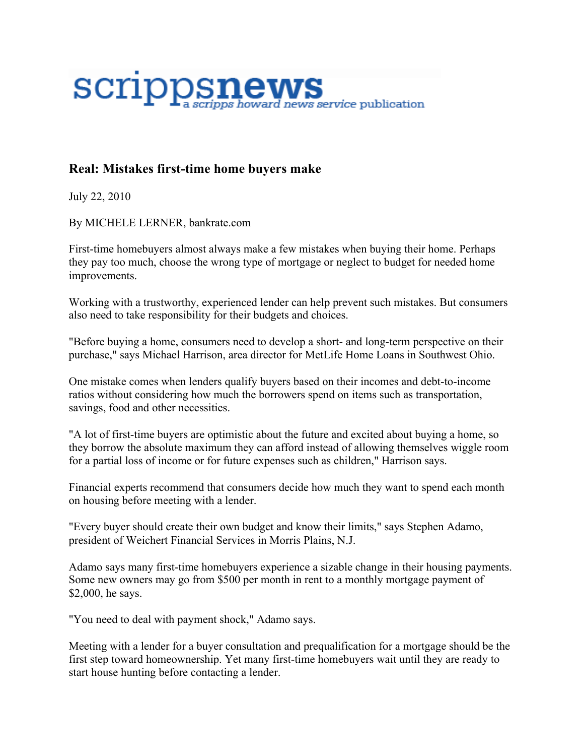scrippsnews
a scripps howard news service publication

## Real: Mistakes first-time home buyers make

July 22, 2010

By MICHELE LERNER, bankrate.com

First-time homebuyers almost always make a few mistakes when buying their home. Perhaps they pay too much, choose the wrong type of mortgage or neglect to budget for needed home improvements.

Working with a trustworthy, experienced lender can help prevent such mistakes. But consumers also need to take responsibility for their budgets and choices.

"Before buying a home, consumers need to develop a short- and long-term perspective on their purchase," says Michael Harrison, area director for MetLife Home Loans in Southwest Ohio.

One mistake comes when lenders qualify buyers based on their incomes and debt-to-income ratios without considering how much the borrowers spend on items such as transportation, savings, food and other necessities.

"A lot of first-time buyers are optimistic about the future and excited about buying a home, so they borrow the absolute maximum they can afford instead of allowing themselves wiggle room for a partial loss of income or for future expenses such as children," Harrison says.

Financial experts recommend that consumers decide how much they want to spend each month on housing before meeting with a lender.

"Every buyer should create their own budget and know their limits," says Stephen Adamo, president of Weichert Financial Services in Morris Plains, N.J.

Adamo says many first-time homebuyers experience a sizable change in their housing payments. Some new owners may go from $500 per month in rent to a monthly mortgage payment of $2,000, he says.

"You need to deal with payment shock," Adamo says.

Meeting with a lender for a buyer consultation and prequalification for a mortgage should be the first step toward homeownership. Yet many first-time homebuyers wait until they are ready to start house hunting before contacting a lender.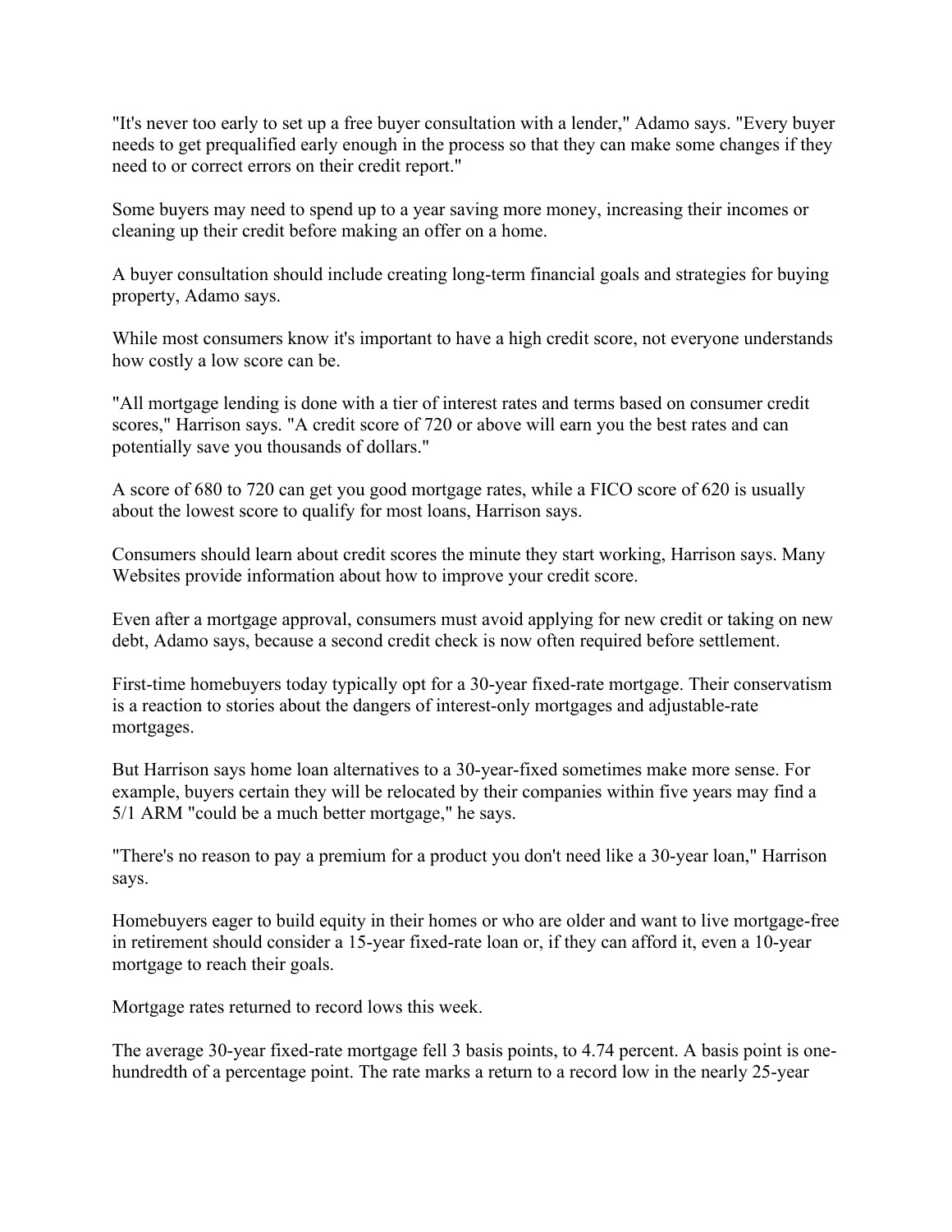"It's never too early to set up a free buyer consultation with a lender," Adamo says. "Every buyer needs to get prequalified early enough in the process so that they can make some changes if they need to or correct errors on their credit report."

Some buyers may need to spend up to a year saving more money, increasing their incomes or cleaning up their credit before making an offer on a home.

A buyer consultation should include creating long-term financial goals and strategies for buying property, Adamo says.

While most consumers know it's important to have a high credit score, not everyone understands how costly a low score can be.

"All mortgage lending is done with a tier of interest rates and terms based on consumer credit scores," Harrison says. "A credit score of 720 or above will earn you the best rates and can potentially save you thousands of dollars."

A score of 680 to 720 can get you good mortgage rates, while a FICO score of 620 is usually about the lowest score to qualify for most loans, Harrison says.

Consumers should learn about credit scores the minute they start working, Harrison says. Many Websites provide information about how to improve your credit score.

Even after a mortgage approval, consumers must avoid applying for new credit or taking on new debt, Adamo says, because a second credit check is now often required before settlement.

First-time homebuyers today typically opt for a 30-year fixed-rate mortgage. Their conservatism is a reaction to stories about the dangers of interest-only mortgages and adjustable-rate mortgages.

But Harrison says home loan alternatives to a 30-year-fixed sometimes make more sense. For example, buyers certain they will be relocated by their companies within five years may find a 5/1 ARM "could be a much better mortgage," he says.

"There's no reason to pay a premium for a product you don't need like a 30-year loan," Harrison says.

Homebuyers eager to build equity in their homes or who are older and want to live mortgage-free in retirement should consider a 15-year fixed-rate loan or, if they can afford it, even a 10-year mortgage to reach their goals.

Mortgage rates returned to record lows this week.

The average 30-year fixed-rate mortgage fell 3 basis points, to 4.74 percent. A basis point is one-hundredth of a percentage point. The rate marks a return to a record low in the nearly 25-year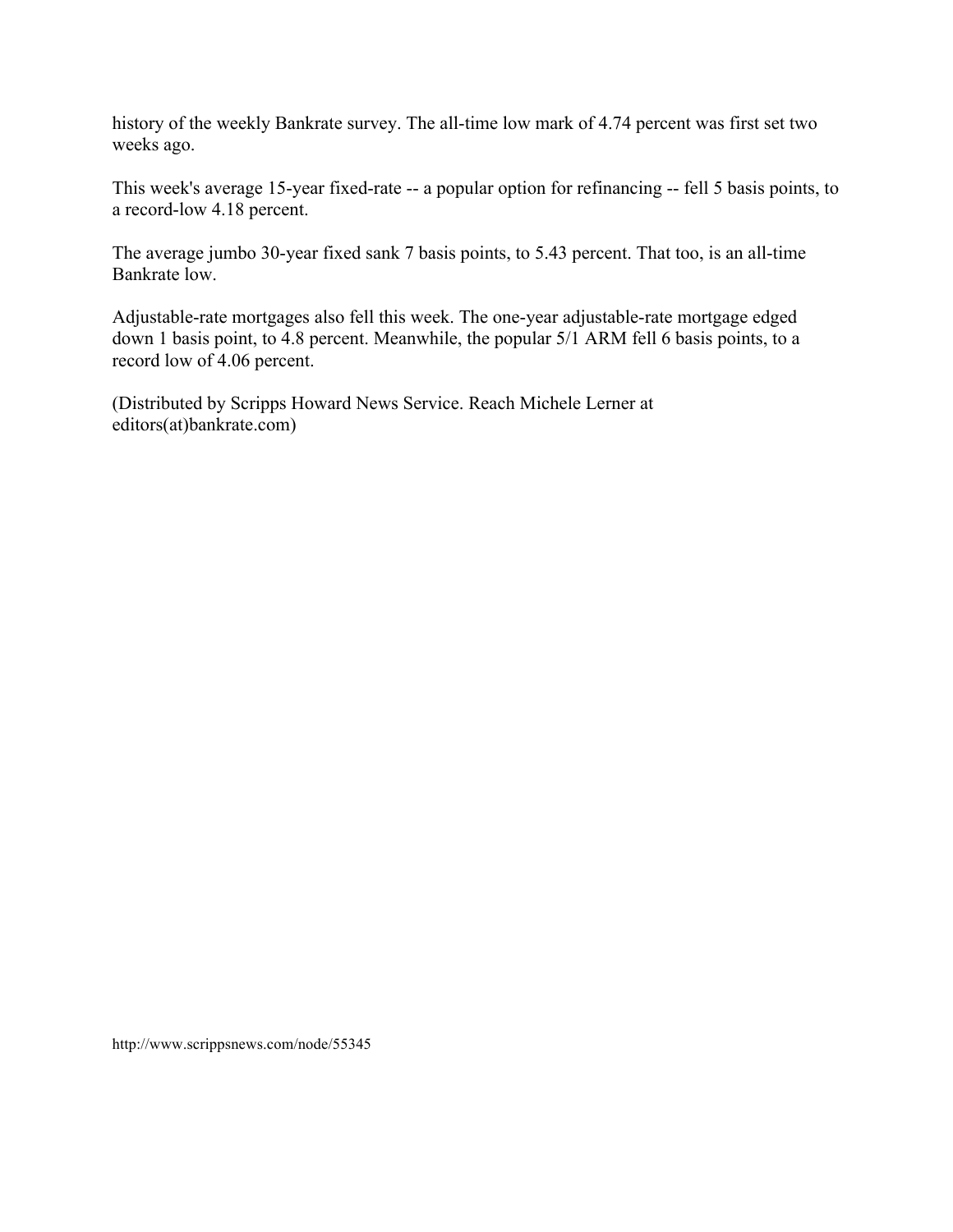history of the weekly Bankrate survey. The all-time low mark of 4.74 percent was first set two weeks ago.

This week's average 15-year fixed-rate -- a popular option for refinancing -- fell 5 basis points, to a record-low 4.18 percent.

The average jumbo 30-year fixed sank 7 basis points, to 5.43 percent. That too, is an all-time Bankrate low.

Adjustable-rate mortgages also fell this week. The one-year adjustable-rate mortgage edged down 1 basis point, to 4.8 percent. Meanwhile, the popular 5/1 ARM fell 6 basis points, to a record low of 4.06 percent.

(Distributed by Scripps Howard News Service. Reach Michele Lerner at editors(at)bankrate.com)

http://www.scrippsnews.com/node/55345